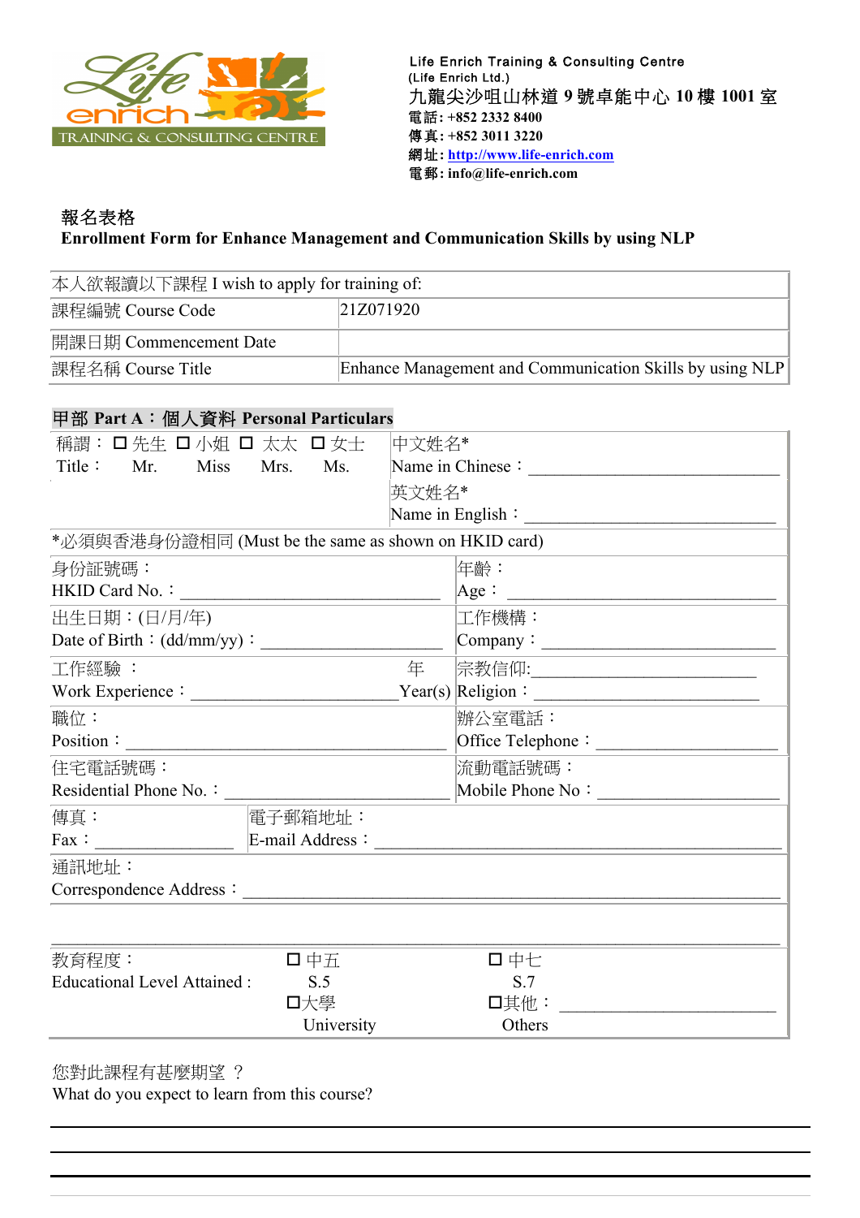Life Enrich Training & Consulting Centre
(Life Enrich Ltd.)
九龍尖沙咀山林道 9 號卓能中心 10 樓 1001 室
電話: +852 2332 8400
傳真: +852 3011 3220
網址: http://www.life-enrich.com
電郵: info@life-enrich.com

## 報名表格
## Enrollment Form for Enhance Management and Communication Skills by using NLP

| 本人欲報讀以下課程 I wish to apply for training of: | |
|---|---|
| 課程編號 Course Code | 21Z071920 |
| 開課日期 Commencement Date | |
| 課程名稱 Course Title | Enhance Management and Communication Skills by using NLP |

### 甲部 Part A：個人資料 Personal Particulars

| | |
|---|---|
| 稱謂：☐ 先生 Mr. ☐ 小姐 Miss ☐ 太太 Mrs. ☐ 女士 Ms.<br>Title： | 中文姓名*<br>Name in Chinese：______________________________<br>英文姓名*<br>Name in English：______________________________ |
| *必須與香港身份證相同 (Must be the same as shown on HKID card) | |
| 身份証號碼：<br>HKID Card No.：______________________________ | 年齡：<br>Age：______________________________ |
| 出生日期：(日/月/年)<br>Date of Birth：(dd/mm/yy)：____________________ | 工作機構：<br>Company：______________________________ |
| 工作經驗：年<br>Work Experience：______________________Year(s) | 宗教信仰:______________________<br>Religion：______________________ |
| 職位：<br>Position：______________________________________ | 辦公室電話：<br>Office Telephone：____________________ |
| 住宅電話號碼：<br>Residential Phone No.：__________________________ | 流動電話號碼：<br>Mobile Phone No：____________________ |
| 傳真：<br>Fax：________________ | 電子郵箱地址：<br>E-mail Address：______________________________________________ |
| 通訊地址：<br>Correspondence Address：______________________________________________________________ | |
| 教育程度：<br>Educational Level Attained : | ☐ 中五 S.5 ☐ 中七 S.7<br>☐大學 University ☐其他：______________________ Others |

您對此課程有甚麼期望 ？
What do you expect to learn from this course?

______________________________________________________________________________

______________________________________________________________________________

______________________________________________________________________________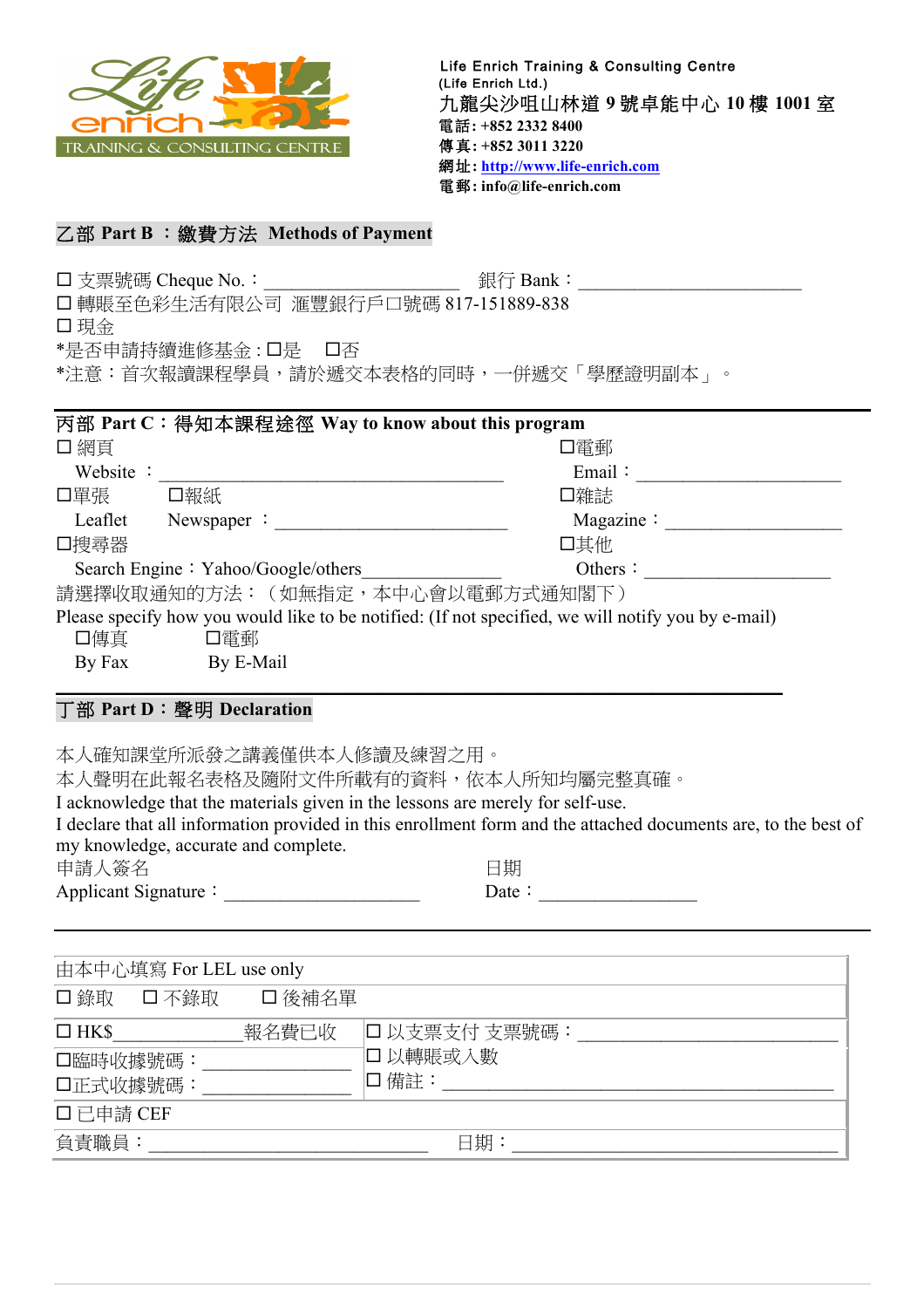Life Enrich Training & Consulting Centre
(Life Enrich Ltd.)
九龍尖沙咀山林道 9 號卓能中心 10 樓 1001 室
電話: +852 2332 8400
傳真: +852 3011 3220
網址: http://www.life-enrich.com
電郵: info@life-enrich.com

## 乙部 Part B ：繳費方法 Methods of Payment

☐ 支票號碼 Cheque No.：____________________ 銀行 Bank：______________________
☐ 轉賬至色彩生活有限公司 滙豐銀行戶口號碼 817-151889-838
☐ 現金
*是否申請持續進修基金 : ☐是 ☐否
*注意：首次報讀課程學員，請於遞交本表格的同時，一併遞交「學歷證明副本」。

## 丙部 Part C：得知本課程途徑 Way to know about this program

☐ 網頁
Website ：________________________________

☐電郵
Email：____________________

☐單張
Leaflet

☐報紙
Newspaper ：________________________

☐雜誌
Magazine：__________________

☐搜尋器
Search Engine：Yahoo/Google/others______________

☐其他
Others：__________________

請選擇收取通知的方法：（如無指定，本中心會以電郵方式通知閣下）
Please specify how you would like to be notified: (If not specified, we will notify you by e-mail)

☐傳真 By Fax ☐電郵 By E-Mail

## 丁部 Part D：聲明 Declaration

本人確知課堂所派發之講義僅供本人修讀及練習之用。
本人聲明在此報名表格及隨附文件所載有的資料，依本人所知均屬完整真確。
I acknowledge that the materials given in the lessons are merely for self-use.
I declare that all information provided in this enrollment form and the attached documents are, to the best of my knowledge, accurate and complete.

申請人簽名
Applicant Signature：____________________

日期
Date：________________

| 由本中心填寫 For LEL use only | |
|---|---|
| ☐ 錄取 ☐ 不錄取 ☐ 後補名單 | |
| ☐ HK$____________報名費已收 | ☐ 以支票支付 支票號碼：__________________________ |
| ☐臨時收據號碼：______________<br>☐正式收據號碼：______________ | ☐ 以轉賬或入數<br>☐ 備註：______________________________________ |
| ☐ 已申請 CEF | |
| 負責職員：____________________________ | 日期：__________________________________ |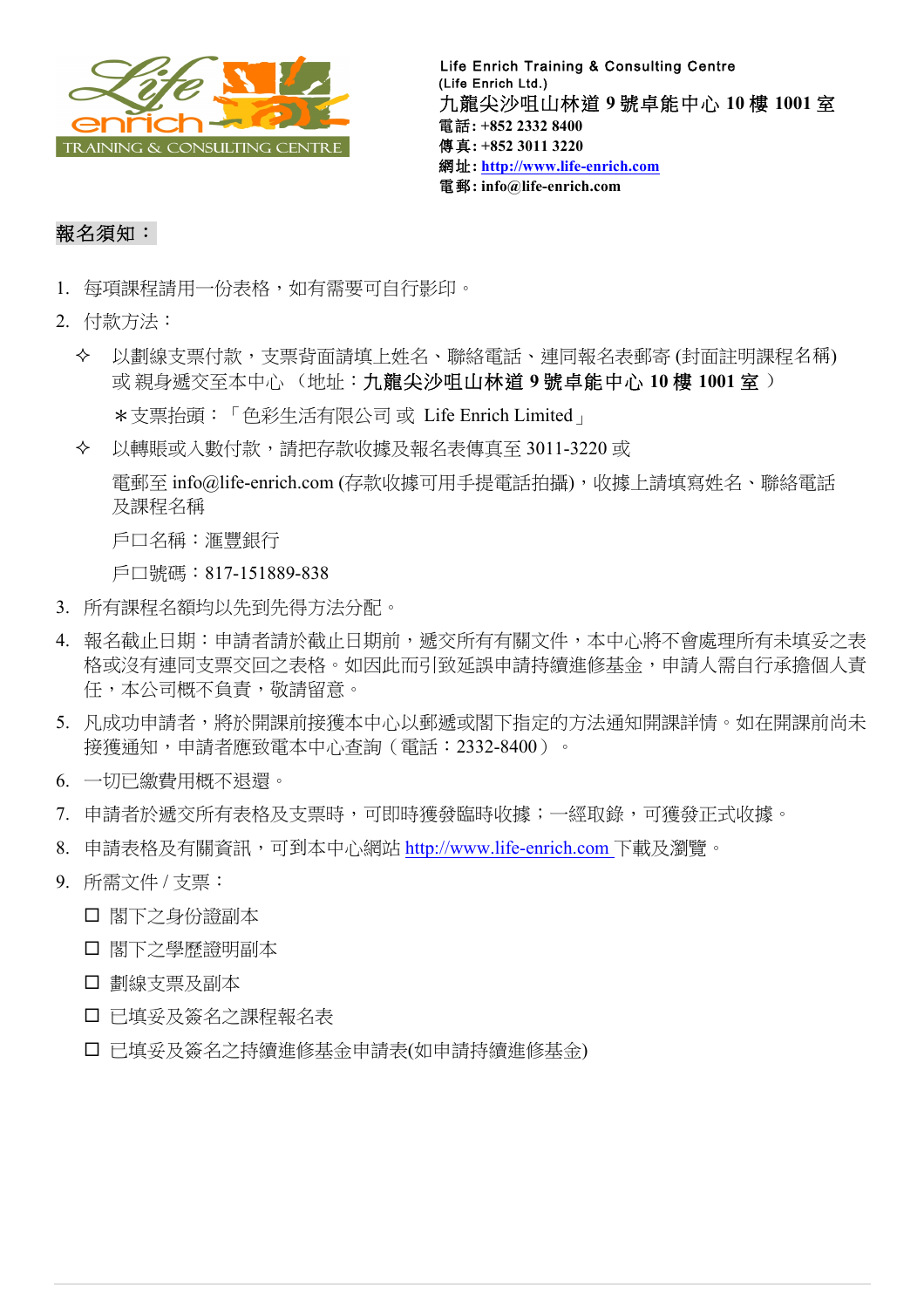Life Enrich Training & Consulting Centre
(Life Enrich Ltd.)
九龍尖沙咀山林道 **9** 號卓能中心 **10** 樓 **1001** 室
**電話: +852 2332 8400**
**傳真: +852 3011 3220**
**網址: http://www.life-enrich.com**
**電郵: info@life-enrich.com**

## 報名須知：

1. 每項課程請用一份表格，如有需要可自行影印。
2. 付款方法：
   - ✧ 以劃線支票付款，支票背面請填上姓名、聯絡電話、連同報名表郵寄 (封面註明課程名稱) 或 親身遞交至本中心 （地址：**九龍尖沙咀山林道 9 號卓能中心 10 樓 1001 室** ）

     ＊支票抬頭：「色彩生活有限公司 或 Life Enrich Limited」
   - ✧ 以轉賬或入數付款，請把存款收據及報名表傳真至 3011-3220 或

     電郵至 info@life-enrich.com (存款收據可用手提電話拍攝)，收據上請填寫姓名、聯絡電話及課程名稱

     戶口名稱：滙豐銀行

     戶口號碼：817-151889-838
3. 所有課程名額均以先到先得方法分配。
4. 報名截止日期：申請者請於截止日期前，遞交所有有關文件，本中心將不會處理所有未填妥之表格或沒有連同支票交回之表格。如因此而引致延誤申請持續進修基金，申請人需自行承擔個人責任，本公司概不負責，敬請留意。
5. 凡成功申請者，將於開課前接獲本中心以郵遞或閣下指定的方法通知開課詳情。如在開課前尚未接獲通知，申請者應致電本中心查詢（電話：2332-8400）。
6. 一切已繳費用概不退還。
7. 申請者於遞交所有表格及支票時，可即時獲發臨時收據；一經取錄，可獲發正式收據。
8. 申請表格及有關資訊，可到本中心網站 http://www.life-enrich.com 下載及瀏覽。
9. 所需文件 / 支票：
   - ☐ 閣下之身份證副本
   - ☐ 閣下之學歷證明副本
   - ☐ 劃線支票及副本
   - ☐ 已填妥及簽名之課程報名表
   - ☐ 已填妥及簽名之持續進修基金申請表(如申請持續進修基金)